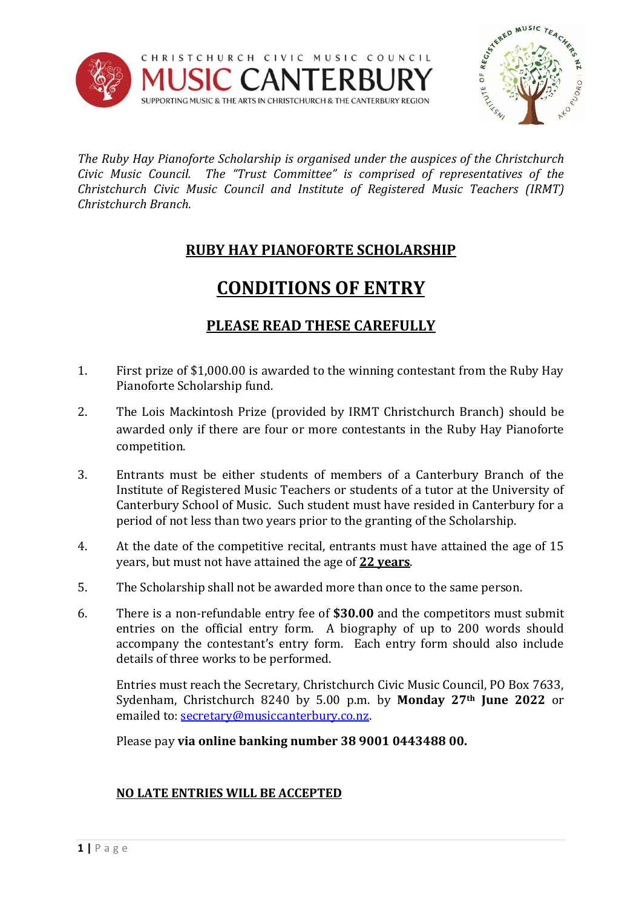CHRISTCHURCH CIVIC MUSIC COUNCIL

MUSIC CANTERBURY

SUPPORTING MUSIC & THE ARTS IN CHRISTCHURCH & THE CANTERBURY REGION

*The Ruby Hay Pianoforte Scholarship is organised under the auspices of the Christchurch Civic Music Council. The "Trust Committee" is comprised of representatives of the Christchurch Civic Music Council and Institute of Registered Music Teachers (IRMT) Christchurch Branch.*

## RUBY HAY PIANOFORTE SCHOLARSHIP

# CONDITIONS OF ENTRY

## PLEASE READ THESE CAREFULLY

1. First prize of $1,000.00 is awarded to the winning contestant from the Ruby Hay Pianoforte Scholarship fund.

2. The Lois Mackintosh Prize (provided by IRMT Christchurch Branch) should be awarded only if there are four or more contestants in the Ruby Hay Pianoforte competition.

3. Entrants must be either students of members of a Canterbury Branch of the Institute of Registered Music Teachers or students of a tutor at the University of Canterbury School of Music. Such student must have resided in Canterbury for a period of not less than two years prior to the granting of the Scholarship.

4. At the date of the competitive recital, entrants must have attained the age of 15 years, but must not have attained the age of **22 years**.

5. The Scholarship shall not be awarded more than once to the same person.

6. There is a non-refundable entry fee of **$30.00** and the competitors must submit entries on the official entry form. A biography of up to 200 words should accompany the contestant's entry form. Each entry form should also include details of three works to be performed.

   Entries must reach the Secretary, Christchurch Civic Music Council, PO Box 7633, Sydenham, Christchurch 8240 by 5.00 p.m. by **Monday 27th June 2022** or emailed to: secretary@musiccanterbury.co.nz.

   Please pay **via online banking number 38 9001 0443488 00.**

   **NO LATE ENTRIES WILL BE ACCEPTED**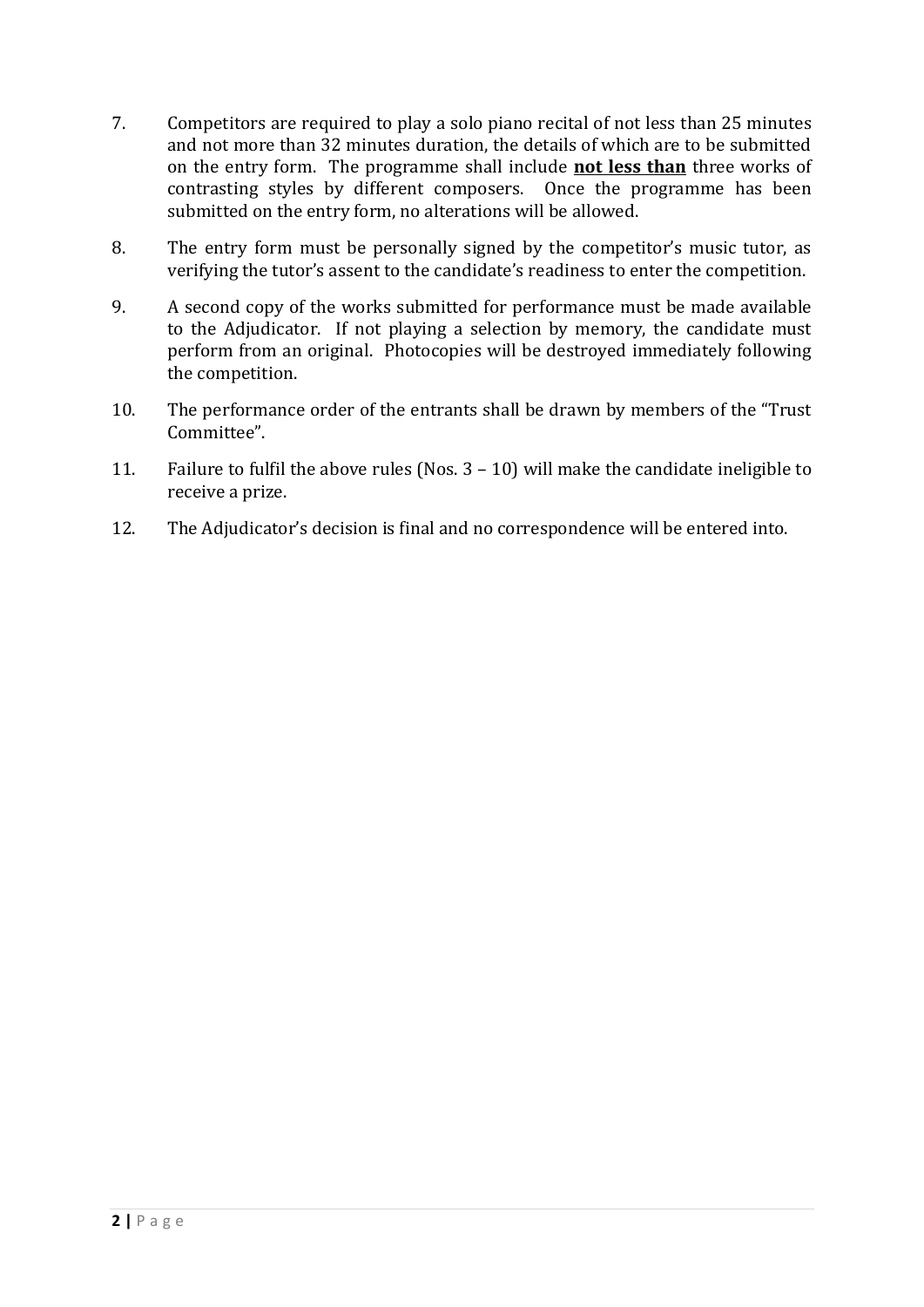7. Competitors are required to play a solo piano recital of not less than 25 minutes and not more than 32 minutes duration, the details of which are to be submitted on the entry form. The programme shall include **not less than** three works of contrasting styles by different composers. Once the programme has been submitted on the entry form, no alterations will be allowed.

8. The entry form must be personally signed by the competitor's music tutor, as verifying the tutor's assent to the candidate's readiness to enter the competition.

9. A second copy of the works submitted for performance must be made available to the Adjudicator. If not playing a selection by memory, the candidate must perform from an original. Photocopies will be destroyed immediately following the competition.

10. The performance order of the entrants shall be drawn by members of the "Trust Committee".

11. Failure to fulfil the above rules (Nos. 3 – 10) will make the candidate ineligible to receive a prize.

12. The Adjudicator's decision is final and no correspondence will be entered into.